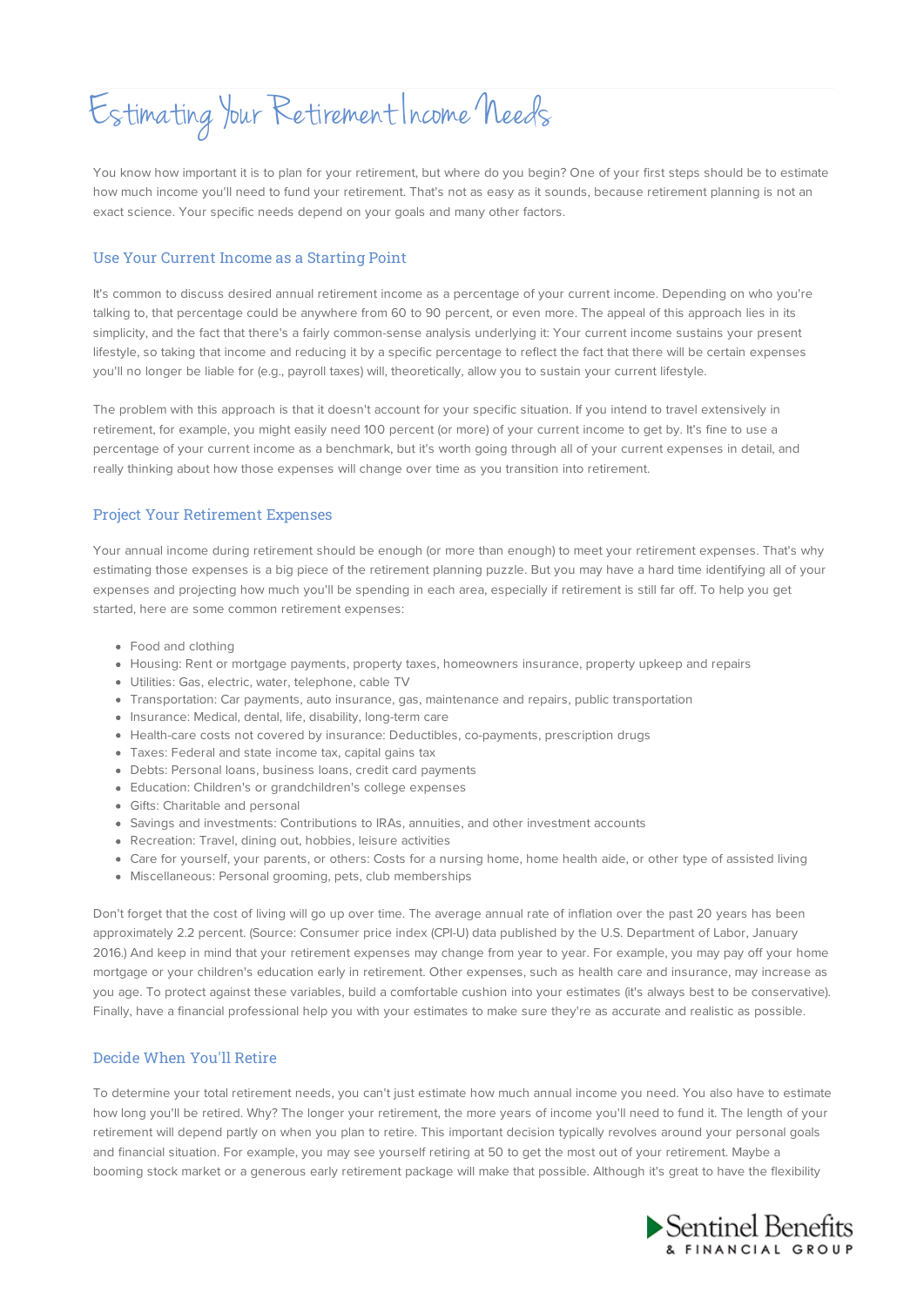# Estimating Your Retirement Income Needs

You know how important it is to plan for your retirement, but where do you begin? One of your first steps should be to estimate how much income you'll need to fund your retirement. That's not as easy as it sounds, because retirement planning is not an exact science. Your specific needs depend on your goals and many other factors.

## Use Your Current Income as a Starting Point

It's common to discuss desired annual retirement income as a percentage of your current income. Depending on who you're talking to, that percentage could be anywhere from 60 to 90 percent, or even more. The appeal of this approach lies in its simplicity, and the fact that there's a fairly common-sense analysis underlying it: Your current income sustains your present lifestyle, so taking that income and reducing it by a specific percentage to reflect the fact that there will be certain expenses you'll no longer be liable for (e.g., payroll taxes) will, theoretically, allow you to sustain your current lifestyle.

The problem with this approach is that it doesn't account for your specific situation. If you intend to travel extensively in retirement, for example, you might easily need 100 percent (or more) of your current income to get by. It's fine to use a percentage of your current income as a benchmark, but it's worth going through all of your current expenses in detail, and really thinking about how those expenses will change over time as you transition into retirement.

## Project Your Retirement Expenses

Your annual income during retirement should be enough (or more than enough) to meet your retirement expenses. That's why estimating those expenses is a big piece of the retirement planning puzzle. But you may have a hard time identifying all of your expenses and projecting how much you'll be spending in each area, especially if retirement is still far off. To help you get started, here are some common retirement expenses:

- Food and clothing
- Housing: Rent or mortgage payments, property taxes, homeowners insurance, property upkeep and repairs
- Utilities: Gas, electric, water, telephone, cable TV
- Transportation: Car payments, auto insurance, gas, maintenance and repairs, public transportation
- Insurance: Medical, dental, life, disability, long-term care
- Health-care costs not covered by insurance: Deductibles, co-payments, prescription drugs
- Taxes: Federal and state income tax, capital gains tax
- Debts: Personal loans, business loans, credit card payments
- Education: Children's or grandchildren's college expenses
- Gifts: Charitable and personal
- Savings and investments: Contributions to IRAs, annuities, and other investment accounts
- Recreation: Travel, dining out, hobbies, leisure activities
- Care for yourself, your parents, or others: Costs for a nursing home, home health aide, or other type of assisted living
- Miscellaneous: Personal grooming, pets, club memberships

Don't forget that the cost of living will go up over time. The average annual rate of inflation over the past 20 years has been approximately 2.2 percent. (Source: Consumer price index (CPI-U) data published by the U.S. Department of Labor, January 2016.) And keep in mind that your retirement expenses may change from year to year. For example, you may pay off your home mortgage or your children's education early in retirement. Other expenses, such as health care and insurance, may increase as you age. To protect against these variables, build a comfortable cushion into your estimates (it's always best to be conservative). Finally, have a financial professional help you with your estimates to make sure they're as accurate and realistic as possible.

## Decide When You'll Retire

To determine your total retirement needs, you can't just estimate how much annual income you need. You also have to estimate how long you'll be retired. Why? The longer your retirement, the more years of income you'll need to fund it. The length of your retirement will depend partly on when you plan to retire. This important decision typically revolves around your personal goals and financial situation. For example, you may see yourself retiring at 50 to get the most out of your retirement. Maybe a booming stock market or a generous early retirement package will make that possible. Although it's great to have the flexibility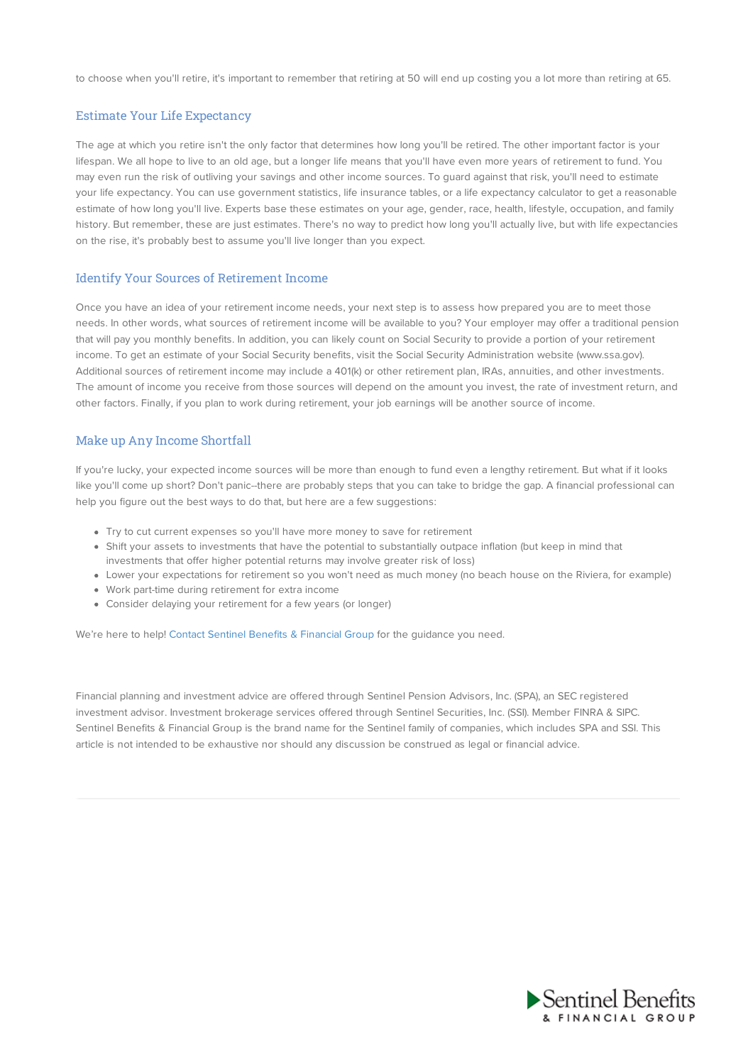to choose when you'll retire, it's important to remember that retiring at 50 will end up costing you a lot more than retiring at 65.

## Estimate Your Life Expectancy

The age at which you retire isn't the only factor that determines how long you'll be retired. The other important factor is your lifespan. We all hope to live to an old age, but a longer life means that you'll have even more years of retirement to fund. You may even run the risk of outliving your savings and other income sources. To guard against that risk, you'll need to estimate your life expectancy. You can use government statistics, life insurance tables, or a life expectancy calculator to get a reasonable estimate of how long you'll live. Experts base these estimates on your age, gender, race, health, lifestyle, occupation, and family history. But remember, these are just estimates. There's no way to predict how long you'll actually live, but with life expectancies on the rise, it's probably best to assume you'll live longer than you expect.

## Identify Your Sources of Retirement Income

Once you have an idea of your retirement income needs, your next step is to assess how prepared you are to meet those needs. In other words, what sources of retirement income will be available to you? Your employer may offer a traditional pension that will pay you monthly benefits. In addition, you can likely count on Social Security to provide a portion of your retirement income. To get an estimate of your Social Security benefits, visit the Social Security Administration website (www.ssa.gov). Additional sources of retirement income may include a 401(k) or other retirement plan, IRAs, annuities, and other investments. The amount of income you receive from those sources will depend on the amount you invest, the rate of investment return, and other factors. Finally, if you plan to work during retirement, your job earnings will be another source of income.

## Make up Any Income Shortfall

If you're lucky, your expected income sources will be more than enough to fund even a lengthy retirement. But what if it looks like you'll come up short? Don't panic--there are probably steps that you can take to bridge the gap. A financial professional can help you figure out the best ways to do that, but here are a few suggestions:

- Try to cut current expenses so you'll have more money to save for retirement
- Shift your assets to investments that have the potential to substantially outpace inflation (but keep in mind that investments that offer higher potential returns may involve greater risk of loss)
- Lower your expectations for retirement so you won't need as much money (no beach house on the Riviera, for example)
- Work part-time during retirement for extra income
- Consider delaying your retirement for a few years (or longer)

We're here to help! Contact Sentinel Benefits & Financial Group for the guidance you need.

Financial planning and investment advice are offered through Sentinel Pension Advisors, Inc. (SPA), an SEC registered investment advisor. Investment brokerage services offered through Sentinel Securities, Inc. (SSI). Member FINRA & SIPC. Sentinel Benefits & Financial Group is the brand name for the Sentinel family of companies, which includes SPA and SSI. This article is not intended to be exhaustive nor should any discussion be construed as legal or financial advice.

Sentinel Benefits & FINANCIAL GROUP